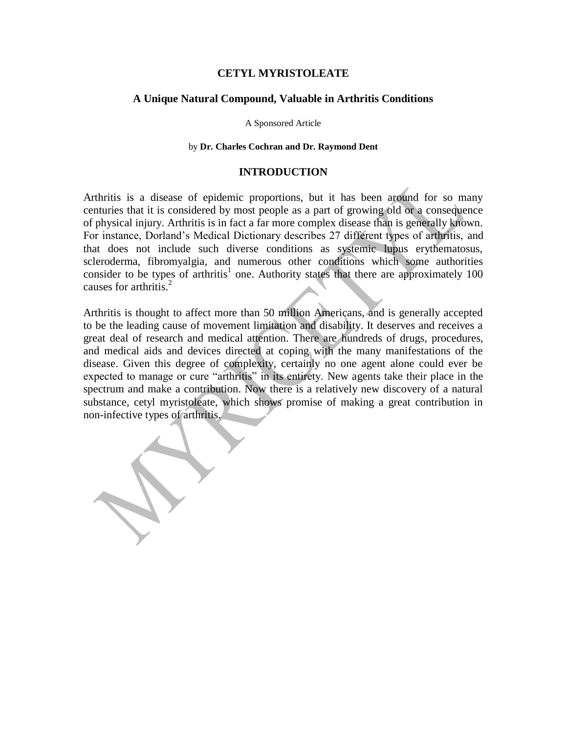# CETYL MYRISTOLEATE

## A Unique Natural Compound, Valuable in Arthritis Conditions

A Sponsored Article

by **Dr. Charles Cochran and Dr. Raymond Dent**

## INTRODUCTION

Arthritis is a disease of epidemic proportions, but it has been around for so many centuries that it is considered by most people as a part of growing old or a consequence of physical injury. Arthritis is in fact a far more complex disease than is generally known. For instance, Dorland's Medical Dictionary describes 27 different types of arthritis, and that does not include such diverse conditions as systemic lupus erythematosus, scleroderma, fibromyalgia, and numerous other conditions which some authorities consider to be types of arthritis[1] one. Authority states that there are approximately 100 causes for arthritis.[2]

Arthritis is thought to affect more than 50 million Americans, and is generally accepted to be the leading cause of movement limitation and disability. It deserves and receives a great deal of research and medical attention. There are hundreds of drugs, procedures, and medical aids and devices directed at coping with the many manifestations of the disease. Given this degree of complexity, certainly no one agent alone could ever be expected to manage or cure "arthritis" in its entirety. New agents take their place in the spectrum and make a contribution. Now there is a relatively new discovery of a natural substance, cetyl myristoleate, which shows promise of making a great contribution in non-infective types of arthritis.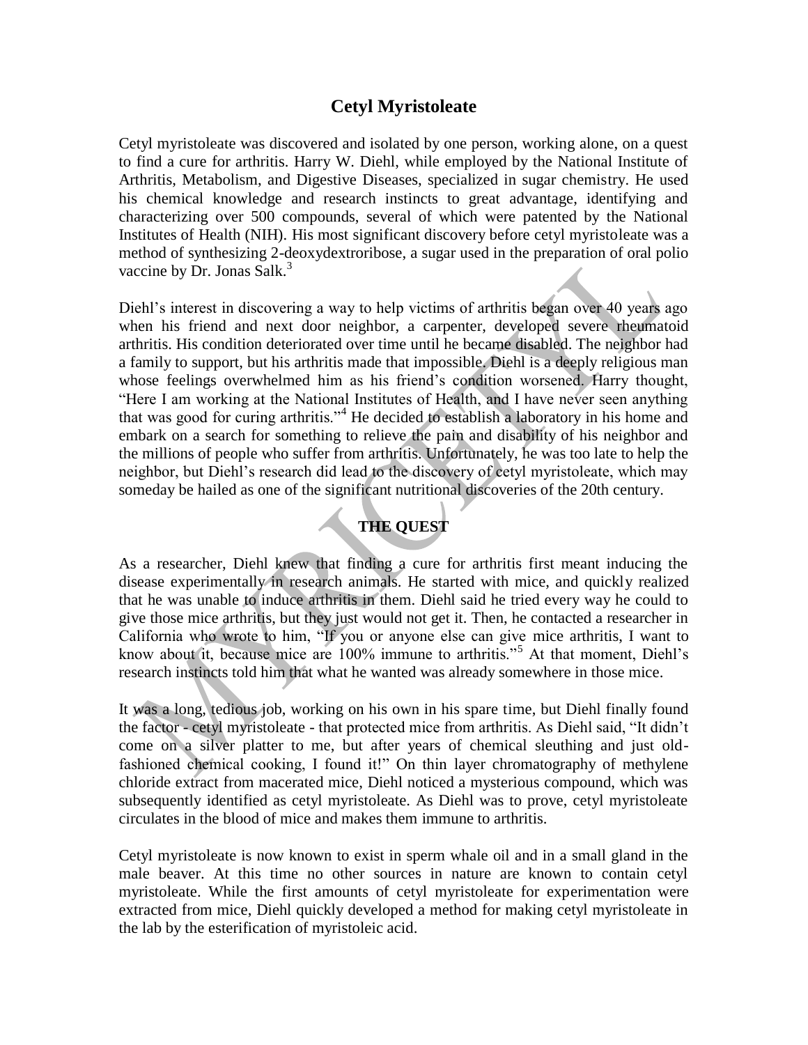# Cetyl Myristoleate

Cetyl myristoleate was discovered and isolated by one person, working alone, on a quest to find a cure for arthritis. Harry W. Diehl, while employed by the National Institute of Arthritis, Metabolism, and Digestive Diseases, specialized in sugar chemistry. He used his chemical knowledge and research instincts to great advantage, identifying and characterizing over 500 compounds, several of which were patented by the National Institutes of Health (NIH). His most significant discovery before cetyl myristoleate was a method of synthesizing 2-deoxydextroribose, a sugar used in the preparation of oral polio vaccine by Dr. Jonas Salk.[3]

Diehl's interest in discovering a way to help victims of arthritis began over 40 years ago when his friend and next door neighbor, a carpenter, developed severe rheumatoid arthritis. His condition deteriorated over time until he became disabled. The neighbor had a family to support, but his arthritis made that impossible. Diehl is a deeply religious man whose feelings overwhelmed him as his friend's condition worsened. Harry thought, "Here I am working at the National Institutes of Health, and I have never seen anything that was good for curing arthritis."[4] He decided to establish a laboratory in his home and embark on a search for something to relieve the pain and disability of his neighbor and the millions of people who suffer from arthritis. Unfortunately, he was too late to help the neighbor, but Diehl's research did lead to the discovery of cetyl myristoleate, which may someday be hailed as one of the significant nutritional discoveries of the 20th century.

## THE QUEST

As a researcher, Diehl knew that finding a cure for arthritis first meant inducing the disease experimentally in research animals. He started with mice, and quickly realized that he was unable to induce arthritis in them. Diehl said he tried every way he could to give those mice arthritis, but they just would not get it. Then, he contacted a researcher in California who wrote to him, "If you or anyone else can give mice arthritis, I want to know about it, because mice are 100% immune to arthritis."[5] At that moment, Diehl's research instincts told him that what he wanted was already somewhere in those mice.

It was a long, tedious job, working on his own in his spare time, but Diehl finally found the factor - cetyl myristoleate - that protected mice from arthritis. As Diehl said, "It didn't come on a silver platter to me, but after years of chemical sleuthing and just old-fashioned chemical cooking, I found it!" On thin layer chromatography of methylene chloride extract from macerated mice, Diehl noticed a mysterious compound, which was subsequently identified as cetyl myristoleate. As Diehl was to prove, cetyl myristoleate circulates in the blood of mice and makes them immune to arthritis.

Cetyl myristoleate is now known to exist in sperm whale oil and in a small gland in the male beaver. At this time no other sources in nature are known to contain cetyl myristoleate. While the first amounts of cetyl myristoleate for experimentation were extracted from mice, Diehl quickly developed a method for making cetyl myristoleate in the lab by the esterification of myristoleic acid.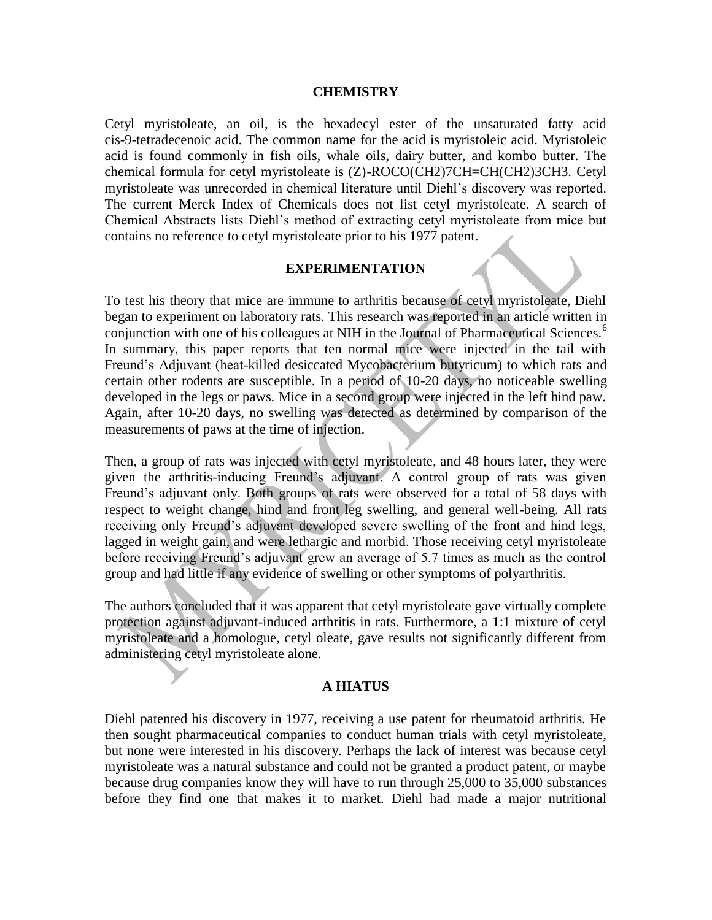## CHEMISTRY

Cetyl myristoleate, an oil, is the hexadecyl ester of the unsaturated fatty acid cis-9-tetradecenoic acid. The common name for the acid is myristoleic acid. Myristoleic acid is found commonly in fish oils, whale oils, dairy butter, and kombo butter. The chemical formula for cetyl myristoleate is (Z)-ROCO$(CH_2)_7CH=CH(CH_2)_3CH_3$. Cetyl myristoleate was unrecorded in chemical literature until Diehl's discovery was reported. The current Merck Index of Chemicals does not list cetyl myristoleate. A search of Chemical Abstracts lists Diehl's method of extracting cetyl myristoleate from mice but contains no reference to cetyl myristoleate prior to his 1977 patent.

## EXPERIMENTATION

To test his theory that mice are immune to arthritis because of cetyl myristoleate, Diehl began to experiment on laboratory rats. This research was reported in an article written in conjunction with one of his colleagues at NIH in the Journal of Pharmaceutical Sciences.[6] In summary, this paper reports that ten normal mice were injected in the tail with Freund's Adjuvant (heat-killed desiccated Mycobacterium butyricum) to which rats and certain other rodents are susceptible. In a period of 10-20 days, no noticeable swelling developed in the legs or paws. Mice in a second group were injected in the left hind paw. Again, after 10-20 days, no swelling was detected as determined by comparison of the measurements of paws at the time of injection.

Then, a group of rats was injected with cetyl myristoleate, and 48 hours later, they were given the arthritis-inducing Freund's adjuvant. A control group of rats was given Freund's adjuvant only. Both groups of rats were observed for a total of 58 days with respect to weight change, hind and front leg swelling, and general well-being. All rats receiving only Freund's adjuvant developed severe swelling of the front and hind legs, lagged in weight gain, and were lethargic and morbid. Those receiving cetyl myristoleate before receiving Freund's adjuvant grew an average of 5.7 times as much as the control group and had little if any evidence of swelling or other symptoms of polyarthritis.

The authors concluded that it was apparent that cetyl myristoleate gave virtually complete protection against adjuvant-induced arthritis in rats. Furthermore, a 1:1 mixture of cetyl myristoleate and a homologue, cetyl oleate, gave results not significantly different from administering cetyl myristoleate alone.

## A HIATUS

Diehl patented his discovery in 1977, receiving a use patent for rheumatoid arthritis. He then sought pharmaceutical companies to conduct human trials with cetyl myristoleate, but none were interested in his discovery. Perhaps the lack of interest was because cetyl myristoleate was a natural substance and could not be granted a product patent, or maybe because drug companies know they will have to run through 25,000 to 35,000 substances before they find one that makes it to market. Diehl had made a major nutritional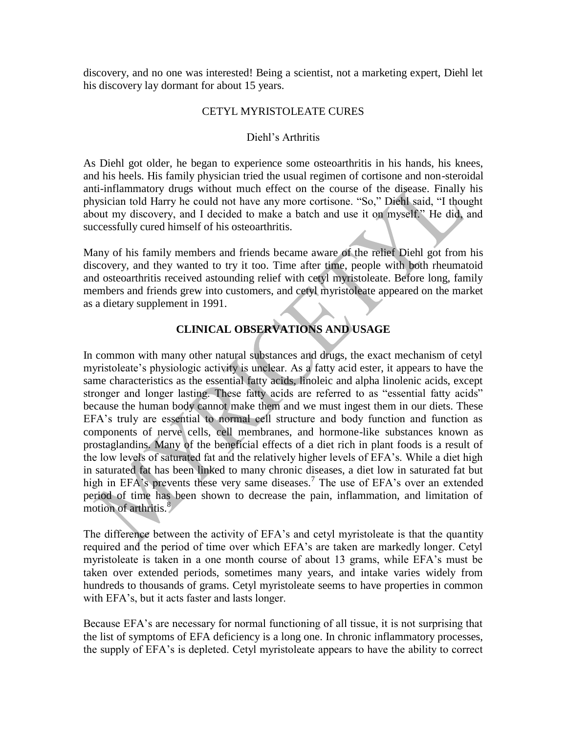discovery, and no one was interested! Being a scientist, not a marketing expert, Diehl let his discovery lay dormant for about 15 years.

## CETYL MYRISTOLEATE CURES

### Diehl's Arthritis

As Diehl got older, he began to experience some osteoarthritis in his hands, his knees, and his heels. His family physician tried the usual regimen of cortisone and non-steroidal anti-inflammatory drugs without much effect on the course of the disease. Finally his physician told Harry he could not have any more cortisone. "So," Diehl said, "I thought about my discovery, and I decided to make a batch and use it on myself." He did, and successfully cured himself of his osteoarthritis.

Many of his family members and friends became aware of the relief Diehl got from his discovery, and they wanted to try it too. Time after time, people with both rheumatoid and osteoarthritis received astounding relief with cetyl myristoleate. Before long, family members and friends grew into customers, and cetyl myristoleate appeared on the market as a dietary supplement in 1991.

## CLINICAL OBSERVATIONS AND USAGE

In common with many other natural substances and drugs, the exact mechanism of cetyl myristoleate's physiologic activity is unclear. As a fatty acid ester, it appears to have the same characteristics as the essential fatty acids, linoleic and alpha linolenic acids, except stronger and longer lasting. These fatty acids are referred to as "essential fatty acids" because the human body cannot make them and we must ingest them in our diets. These EFA's truly are essential to normal cell structure and body function and function as components of nerve cells, cell membranes, and hormone-like substances known as prostaglandins. Many of the beneficial effects of a diet rich in plant foods is a result of the low levels of saturated fat and the relatively higher levels of EFA's. While a diet high in saturated fat has been linked to many chronic diseases, a diet low in saturated fat but high in EFA's prevents these very same diseases.[7] The use of EFA's over an extended period of time has been shown to decrease the pain, inflammation, and limitation of motion of arthritis.[8]

The difference between the activity of EFA's and cetyl myristoleate is that the quantity required and the period of time over which EFA's are taken are markedly longer. Cetyl myristoleate is taken in a one month course of about 13 grams, while EFA's must be taken over extended periods, sometimes many years, and intake varies widely from hundreds to thousands of grams. Cetyl myristoleate seems to have properties in common with EFA's, but it acts faster and lasts longer.

Because EFA's are necessary for normal functioning of all tissue, it is not surprising that the list of symptoms of EFA deficiency is a long one. In chronic inflammatory processes, the supply of EFA's is depleted. Cetyl myristoleate appears to have the ability to correct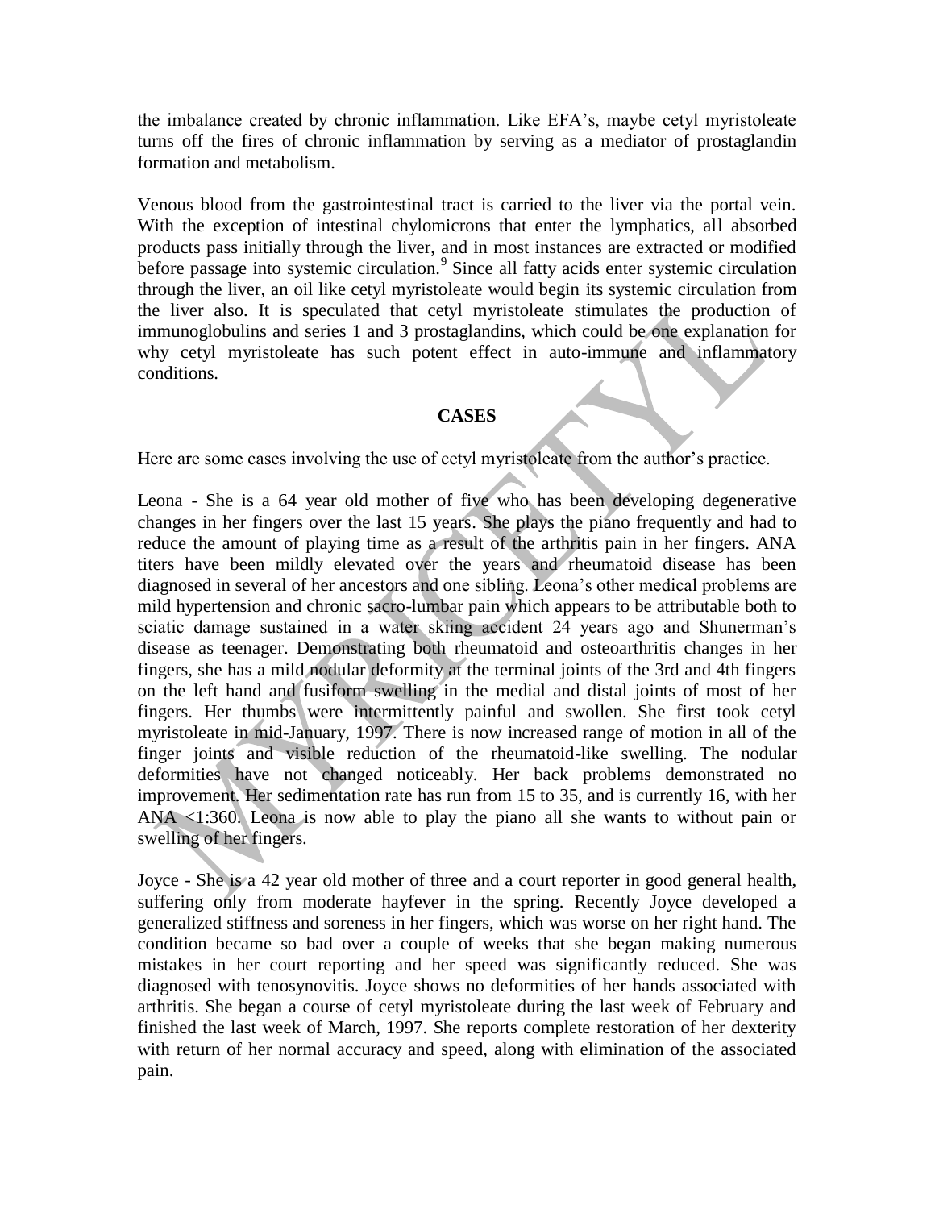the imbalance created by chronic inflammation. Like EFA's, maybe cetyl myristoleate turns off the fires of chronic inflammation by serving as a mediator of prostaglandin formation and metabolism.

Venous blood from the gastrointestinal tract is carried to the liver via the portal vein. With the exception of intestinal chylomicrons that enter the lymphatics, all absorbed products pass initially through the liver, and in most instances are extracted or modified before passage into systemic circulation.[9] Since all fatty acids enter systemic circulation through the liver, an oil like cetyl myristoleate would begin its systemic circulation from the liver also. It is speculated that cetyl myristoleate stimulates the production of immunoglobulins and series 1 and 3 prostaglandins, which could be one explanation for why cetyl myristoleate has such potent effect in auto-immune and inflammatory conditions.

## CASES

Here are some cases involving the use of cetyl myristoleate from the author's practice.

Leona - She is a 64 year old mother of five who has been developing degenerative changes in her fingers over the last 15 years. She plays the piano frequently and had to reduce the amount of playing time as a result of the arthritis pain in her fingers. ANA titers have been mildly elevated over the years and rheumatoid disease has been diagnosed in several of her ancestors and one sibling. Leona's other medical problems are mild hypertension and chronic sacro-lumbar pain which appears to be attributable both to sciatic damage sustained in a water skiing accident 24 years ago and Shunerman's disease as teenager. Demonstrating both rheumatoid and osteoarthritis changes in her fingers, she has a mild nodular deformity at the terminal joints of the 3rd and 4th fingers on the left hand and fusiform swelling in the medial and distal joints of most of her fingers. Her thumbs were intermittently painful and swollen. She first took cetyl myristoleate in mid-January, 1997. There is now increased range of motion in all of the finger joints and visible reduction of the rheumatoid-like swelling. The nodular deformities have not changed noticeably. Her back problems demonstrated no improvement. Her sedimentation rate has run from 15 to 35, and is currently 16, with her ANA <1:360. Leona is now able to play the piano all she wants to without pain or swelling of her fingers.

Joyce - She is a 42 year old mother of three and a court reporter in good general health, suffering only from moderate hayfever in the spring. Recently Joyce developed a generalized stiffness and soreness in her fingers, which was worse on her right hand. The condition became so bad over a couple of weeks that she began making numerous mistakes in her court reporting and her speed was significantly reduced. She was diagnosed with tenosynovitis. Joyce shows no deformities of her hands associated with arthritis. She began a course of cetyl myristoleate during the last week of February and finished the last week of March, 1997. She reports complete restoration of her dexterity with return of her normal accuracy and speed, along with elimination of the associated pain.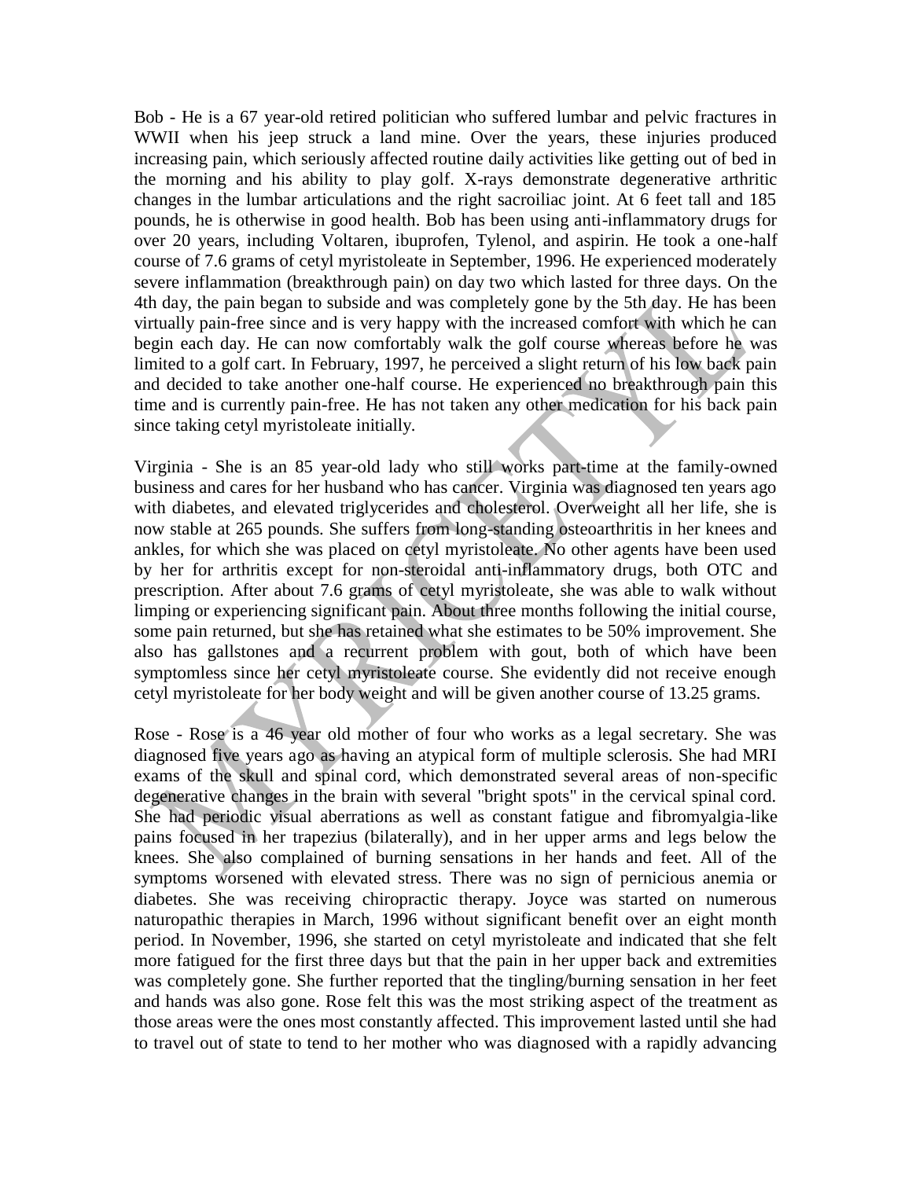Bob - He is a 67 year-old retired politician who suffered lumbar and pelvic fractures in WWII when his jeep struck a land mine. Over the years, these injuries produced increasing pain, which seriously affected routine daily activities like getting out of bed in the morning and his ability to play golf. X-rays demonstrate degenerative arthritic changes in the lumbar articulations and the right sacroiliac joint. At 6 feet tall and 185 pounds, he is otherwise in good health. Bob has been using anti-inflammatory drugs for over 20 years, including Voltaren, ibuprofen, Tylenol, and aspirin. He took a one-half course of 7.6 grams of cetyl myristoleate in September, 1996. He experienced moderately severe inflammation (breakthrough pain) on day two which lasted for three days. On the 4th day, the pain began to subside and was completely gone by the 5th day. He has been virtually pain-free since and is very happy with the increased comfort with which he can begin each day. He can now comfortably walk the golf course whereas before he was limited to a golf cart. In February, 1997, he perceived a slight return of his low back pain and decided to take another one-half course. He experienced no breakthrough pain this time and is currently pain-free. He has not taken any other medication for his back pain since taking cetyl myristoleate initially.

Virginia - She is an 85 year-old lady who still works part-time at the family-owned business and cares for her husband who has cancer. Virginia was diagnosed ten years ago with diabetes, and elevated triglycerides and cholesterol. Overweight all her life, she is now stable at 265 pounds. She suffers from long-standing osteoarthritis in her knees and ankles, for which she was placed on cetyl myristoleate. No other agents have been used by her for arthritis except for non-steroidal anti-inflammatory drugs, both OTC and prescription. After about 7.6 grams of cetyl myristoleate, she was able to walk without limping or experiencing significant pain. About three months following the initial course, some pain returned, but she has retained what she estimates to be 50% improvement. She also has gallstones and a recurrent problem with gout, both of which have been symptomless since her cetyl myristoleate course. She evidently did not receive enough cetyl myristoleate for her body weight and will be given another course of 13.25 grams.

Rose - Rose is a 46 year old mother of four who works as a legal secretary. She was diagnosed five years ago as having an atypical form of multiple sclerosis. She had MRI exams of the skull and spinal cord, which demonstrated several areas of non-specific degenerative changes in the brain with several "bright spots" in the cervical spinal cord. She had periodic visual aberrations as well as constant fatigue and fibromyalgia-like pains focused in her trapezius (bilaterally), and in her upper arms and legs below the knees. She also complained of burning sensations in her hands and feet. All of the symptoms worsened with elevated stress. There was no sign of pernicious anemia or diabetes. She was receiving chiropractic therapy. Joyce was started on numerous naturopathic therapies in March, 1996 without significant benefit over an eight month period. In November, 1996, she started on cetyl myristoleate and indicated that she felt more fatigued for the first three days but that the pain in her upper back and extremities was completely gone. She further reported that the tingling/burning sensation in her feet and hands was also gone. Rose felt this was the most striking aspect of the treatment as those areas were the ones most constantly affected. This improvement lasted until she had to travel out of state to tend to her mother who was diagnosed with a rapidly advancing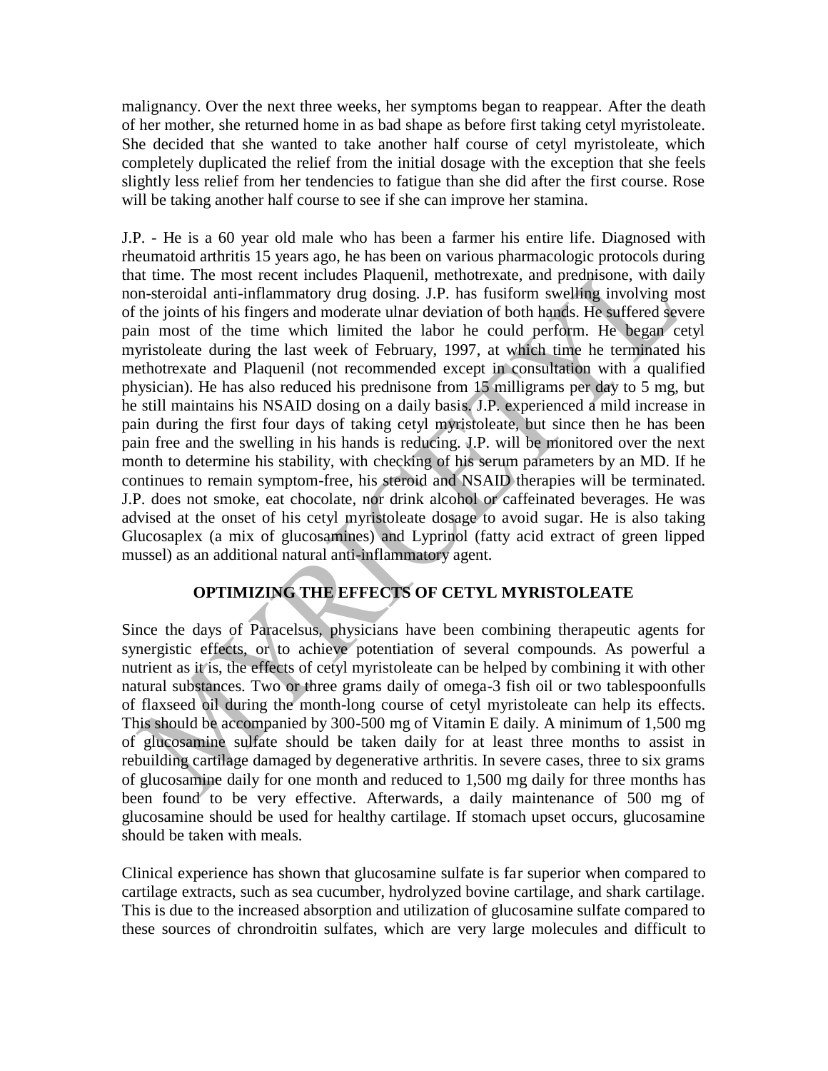malignancy. Over the next three weeks, her symptoms began to reappear. After the death of her mother, she returned home in as bad shape as before first taking cetyl myristoleate. She decided that she wanted to take another half course of cetyl myristoleate, which completely duplicated the relief from the initial dosage with the exception that she feels slightly less relief from her tendencies to fatigue than she did after the first course. Rose will be taking another half course to see if she can improve her stamina.

J.P. - He is a 60 year old male who has been a farmer his entire life. Diagnosed with rheumatoid arthritis 15 years ago, he has been on various pharmacologic protocols during that time. The most recent includes Plaquenil, methotrexate, and prednisone, with daily non-steroidal anti-inflammatory drug dosing. J.P. has fusiform swelling involving most of the joints of his fingers and moderate ulnar deviation of both hands. He suffered severe pain most of the time which limited the labor he could perform. He began cetyl myristoleate during the last week of February, 1997, at which time he terminated his methotrexate and Plaquenil (not recommended except in consultation with a qualified physician). He has also reduced his prednisone from 15 milligrams per day to 5 mg, but he still maintains his NSAID dosing on a daily basis. J.P. experienced a mild increase in pain during the first four days of taking cetyl myristoleate, but since then he has been pain free and the swelling in his hands is reducing. J.P. will be monitored over the next month to determine his stability, with checking of his serum parameters by an MD. If he continues to remain symptom-free, his steroid and NSAID therapies will be terminated. J.P. does not smoke, eat chocolate, nor drink alcohol or caffeinated beverages. He was advised at the onset of his cetyl myristoleate dosage to avoid sugar. He is also taking Glucosaplex (a mix of glucosamines) and Lyprinol (fatty acid extract of green lipped mussel) as an additional natural anti-inflammatory agent.

## OPTIMIZING THE EFFECTS OF CETYL MYRISTOLEATE

Since the days of Paracelsus, physicians have been combining therapeutic agents for synergistic effects, or to achieve potentiation of several compounds. As powerful a nutrient as it is, the effects of cetyl myristoleate can be helped by combining it with other natural substances. Two or three grams daily of omega-3 fish oil or two tablespoonfulls of flaxseed oil during the month-long course of cetyl myristoleate can help its effects. This should be accompanied by 300-500 mg of Vitamin E daily. A minimum of 1,500 mg of glucosamine sulfate should be taken daily for at least three months to assist in rebuilding cartilage damaged by degenerative arthritis. In severe cases, three to six grams of glucosamine daily for one month and reduced to 1,500 mg daily for three months has been found to be very effective. Afterwards, a daily maintenance of 500 mg of glucosamine should be used for healthy cartilage. If stomach upset occurs, glucosamine should be taken with meals.

Clinical experience has shown that glucosamine sulfate is far superior when compared to cartilage extracts, such as sea cucumber, hydrolyzed bovine cartilage, and shark cartilage. This is due to the increased absorption and utilization of glucosamine sulfate compared to these sources of chrondroitin sulfates, which are very large molecules and difficult to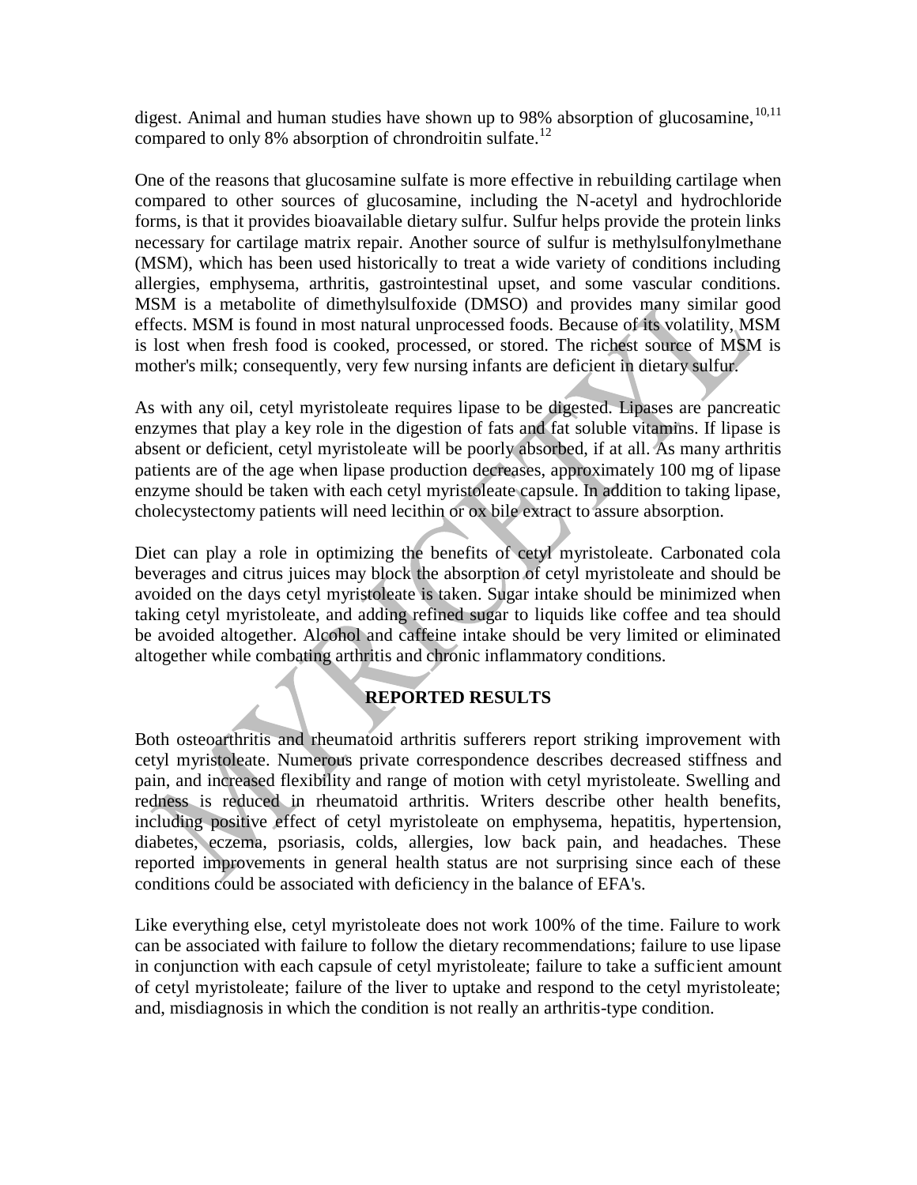digest. Animal and human studies have shown up to 98% absorption of glucosamine,[10,11] compared to only 8% absorption of chrondroitin sulfate.[12]

One of the reasons that glucosamine sulfate is more effective in rebuilding cartilage when compared to other sources of glucosamine, including the N-acetyl and hydrochloride forms, is that it provides bioavailable dietary sulfur. Sulfur helps provide the protein links necessary for cartilage matrix repair. Another source of sulfur is methylsulfonylmethane (MSM), which has been used historically to treat a wide variety of conditions including allergies, emphysema, arthritis, gastrointestinal upset, and some vascular conditions. MSM is a metabolite of dimethylsulfoxide (DMSO) and provides many similar good effects. MSM is found in most natural unprocessed foods. Because of its volatility, MSM is lost when fresh food is cooked, processed, or stored. The richest source of MSM is mother's milk; consequently, very few nursing infants are deficient in dietary sulfur.

As with any oil, cetyl myristoleate requires lipase to be digested. Lipases are pancreatic enzymes that play a key role in the digestion of fats and fat soluble vitamins. If lipase is absent or deficient, cetyl myristoleate will be poorly absorbed, if at all. As many arthritis patients are of the age when lipase production decreases, approximately 100 mg of lipase enzyme should be taken with each cetyl myristoleate capsule. In addition to taking lipase, cholecystectomy patients will need lecithin or ox bile extract to assure absorption.

Diet can play a role in optimizing the benefits of cetyl myristoleate. Carbonated cola beverages and citrus juices may block the absorption of cetyl myristoleate and should be avoided on the days cetyl myristoleate is taken. Sugar intake should be minimized when taking cetyl myristoleate, and adding refined sugar to liquids like coffee and tea should be avoided altogether. Alcohol and caffeine intake should be very limited or eliminated altogether while combating arthritis and chronic inflammatory conditions.

## REPORTED RESULTS

Both osteoarthritis and rheumatoid arthritis sufferers report striking improvement with cetyl myristoleate. Numerous private correspondence describes decreased stiffness and pain, and increased flexibility and range of motion with cetyl myristoleate. Swelling and redness is reduced in rheumatoid arthritis. Writers describe other health benefits, including positive effect of cetyl myristoleate on emphysema, hepatitis, hypertension, diabetes, eczema, psoriasis, colds, allergies, low back pain, and headaches. These reported improvements in general health status are not surprising since each of these conditions could be associated with deficiency in the balance of EFA's.

Like everything else, cetyl myristoleate does not work 100% of the time. Failure to work can be associated with failure to follow the dietary recommendations; failure to use lipase in conjunction with each capsule of cetyl myristoleate; failure to take a sufficient amount of cetyl myristoleate; failure of the liver to uptake and respond to the cetyl myristoleate; and, misdiagnosis in which the condition is not really an arthritis-type condition.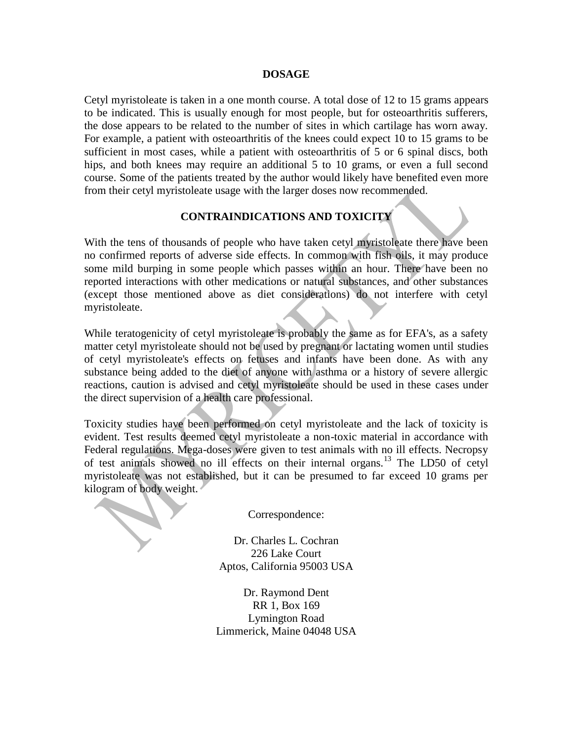## DOSAGE

Cetyl myristoleate is taken in a one month course. A total dose of 12 to 15 grams appears to be indicated. This is usually enough for most people, but for osteoarthritis sufferers, the dose appears to be related to the number of sites in which cartilage has worn away. For example, a patient with osteoarthritis of the knees could expect 10 to 15 grams to be sufficient in most cases, while a patient with osteoarthritis of 5 or 6 spinal discs, both hips, and both knees may require an additional 5 to 10 grams, or even a full second course. Some of the patients treated by the author would likely have benefited even more from their cetyl myristoleate usage with the larger doses now recommended.

## CONTRAINDICATIONS AND TOXICITY

With the tens of thousands of people who have taken cetyl myristoleate there have been no confirmed reports of adverse side effects. In common with fish oils, it may produce some mild burping in some people which passes within an hour. There have been no reported interactions with other medications or natural substances, and other substances (except those mentioned above as diet considerations) do not interfere with cetyl myristoleate.

While teratogenicity of cetyl myristoleate is probably the same as for EFA's, as a safety matter cetyl myristoleate should not be used by pregnant or lactating women until studies of cetyl myristoleate's effects on fetuses and infants have been done. As with any substance being added to the diet of anyone with asthma or a history of severe allergic reactions, caution is advised and cetyl myristoleate should be used in these cases under the direct supervision of a health care professional.

Toxicity studies have been performed on cetyl myristoleate and the lack of toxicity is evident. Test results deemed cetyl myristoleate a non-toxic material in accordance with Federal regulations. Mega-doses were given to test animals with no ill effects. Necropsy of test animals showed no ill effects on their internal organs.[13] The LD50 of cetyl myristoleate was not established, but it can be presumed to far exceed 10 grams per kilogram of body weight.

Correspondence:

Dr. Charles L. Cochran
226 Lake Court
Aptos, California 95003 USA

Dr. Raymond Dent
RR 1, Box 169
Lymington Road
Limmerick, Maine 04048 USA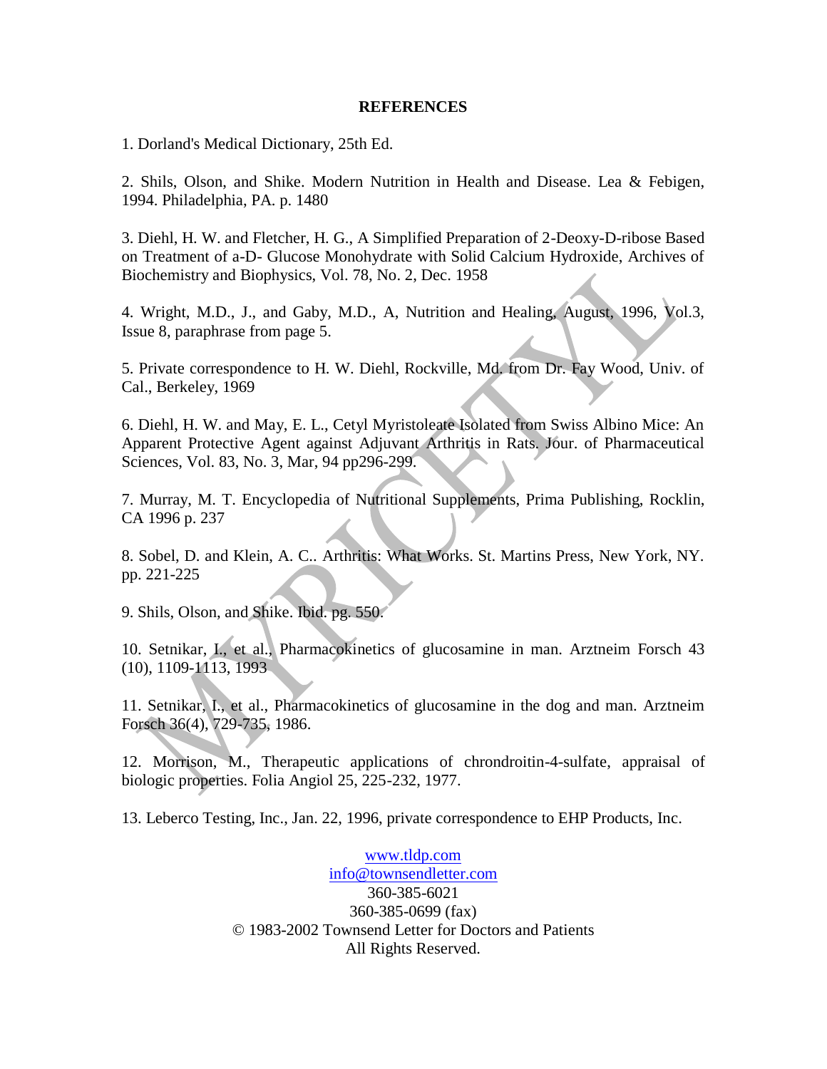## REFERENCES

1. Dorland's Medical Dictionary, 25th Ed.

2. Shils, Olson, and Shike. Modern Nutrition in Health and Disease. Lea & Febigen, 1994. Philadelphia, PA. p. 1480

3. Diehl, H. W. and Fletcher, H. G., A Simplified Preparation of 2-Deoxy-D-ribose Based on Treatment of a-D- Glucose Monohydrate with Solid Calcium Hydroxide, Archives of Biochemistry and Biophysics, Vol. 78, No. 2, Dec. 1958

4. Wright, M.D., J., and Gaby, M.D., A, Nutrition and Healing, August, 1996, Vol.3, Issue 8, paraphrase from page 5.

5. Private correspondence to H. W. Diehl, Rockville, Md. from Dr. Fay Wood, Univ. of Cal., Berkeley, 1969

6. Diehl, H. W. and May, E. L., Cetyl Myristoleate Isolated from Swiss Albino Mice: An Apparent Protective Agent against Adjuvant Arthritis in Rats. Jour. of Pharmaceutical Sciences, Vol. 83, No. 3, Mar, 94 pp296-299.

7. Murray, M. T. Encyclopedia of Nutritional Supplements, Prima Publishing, Rocklin, CA 1996 p. 237

8. Sobel, D. and Klein, A. C.. Arthritis: What Works. St. Martins Press, New York, NY. pp. 221-225

9. Shils, Olson, and Shike. Ibid. pg. 550.

10. Setnikar, I., et al., Pharmacokinetics of glucosamine in man. Arztneim Forsch 43 (10), 1109-1113, 1993

11. Setnikar, I., et al., Pharmacokinetics of glucosamine in the dog and man. Arztneim Forsch 36(4), 729-735, 1986.

12. Morrison, M., Therapeutic applications of chrondroitin-4-sulfate, appraisal of biologic properties. Folia Angiol 25, 225-232, 1977.

13. Leberco Testing, Inc., Jan. 22, 1996, private correspondence to EHP Products, Inc.

www.tldp.com
info@townsendletter.com
360-385-6021
360-385-0699 (fax)
© 1983-2002 Townsend Letter for Doctors and Patients
All Rights Reserved.